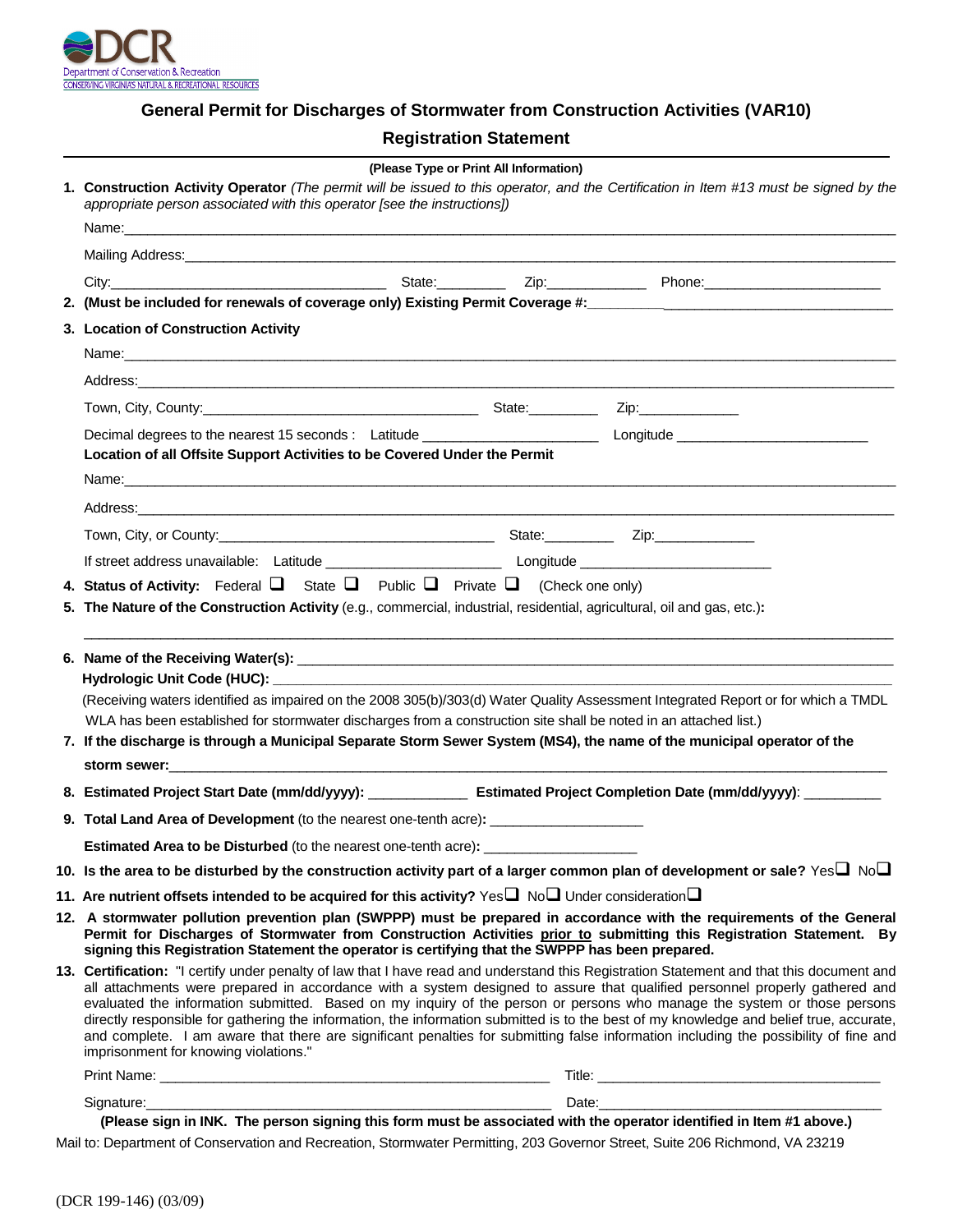DCR
Department of Conservation & Recreation
CONSERVING VIRGINIA'S NATURAL & RECREATIONAL RESOURCES

# General Permit for Discharges of Stormwater from Construction Activities (VAR10)

## Registration Statement

**(Please Type or Print All Information)**

1. **Construction Activity Operator** *(The permit will be issued to this operator, and the Certification in Item #13 must be signed by the appropriate person associated with this operator [see the instructions])*

   Name:________________________________________________________________

   Mailing Address:________________________________________________________

   City:______________________________ State:_________ Zip:____________ Phone:______________________

2. **(Must be included for renewals of coverage only) Existing Permit Coverage #:**______________________________

3. **Location of Construction Activity**

   Name:________________________________________________________________

   Address:______________________________________________________________

   Town, City, County:______________________________ State:_________ Zip:____________

   Decimal degrees to the nearest 15 seconds : Latitude ______________________ Longitude ______________________

   **Location of all Offsite Support Activities to be Covered Under the Permit**

   Name:________________________________________________________________

   Address:______________________________________________________________

   Town, City, or County:______________________________ State:_________ Zip:____________

   If street address unavailable: Latitude ______________________ Longitude ______________________

4. **Status of Activity:** Federal ❑ State ❑ Public ❑ Private ❑ (Check one only)

5. **The Nature of the Construction Activity** (e.g., commercial, industrial, residential, agricultural, oil and gas, etc.)**:**

   ______________________________________________________________________

6. **Name of the Receiving Water(s):** ______________________________________________

   **Hydrologic Unit Code (HUC):** ______________________________________________

   (Receiving waters identified as impaired on the 2008 305(b)/303(d) Water Quality Assessment Integrated Report or for which a TMDL WLA has been established for stormwater discharges from a construction site shall be noted in an attached list.)

7. **If the discharge is through a Municipal Separate Storm Sewer System (MS4), the name of the municipal operator of the storm sewer:**______________________________________________

8. **Estimated Project Start Date (mm/dd/yyyy):** ____________ **Estimated Project Completion Date (mm/dd/yyyy)**: __________

9. **Total Land Area of Development** (to the nearest one-tenth acre)**:** ____________________

   **Estimated Area to be Disturbed** (to the nearest one-tenth acre)**:** ____________________

10. **Is the area to be disturbed by the construction activity part of a larger common plan of development or sale?** Yes❑ No❑

11. **Are nutrient offsets intended to be acquired for this activity?** Yes❑ No❑ Under consideration❑

12. **A stormwater pollution prevention plan (SWPPP) must be prepared in accordance with the requirements of the General Permit for Discharges of Stormwater from Construction Activities prior to submitting this Registration Statement. By signing this Registration Statement the operator is certifying that the SWPPP has been prepared.**

13. **Certification:** "I certify under penalty of law that I have read and understand this Registration Statement and that this document and all attachments were prepared in accordance with a system designed to assure that qualified personnel properly gathered and evaluated the information submitted. Based on my inquiry of the person or persons who manage the system or those persons directly responsible for gathering the information, the information submitted is to the best of my knowledge and belief true, accurate, and complete. I am aware that there are significant penalties for submitting false information including the possibility of fine and imprisonment for knowing violations."

    Print Name: ______________________________ Title: ______________________________

    Signature:______________________________ Date:______________________________

    **(Please sign in INK. The person signing this form must be associated with the operator identified in Item #1 above.)**

Mail to: Department of Conservation and Recreation, Stormwater Permitting, 203 Governor Street, Suite 206 Richmond, VA 23219

(DCR 199-146) (03/09)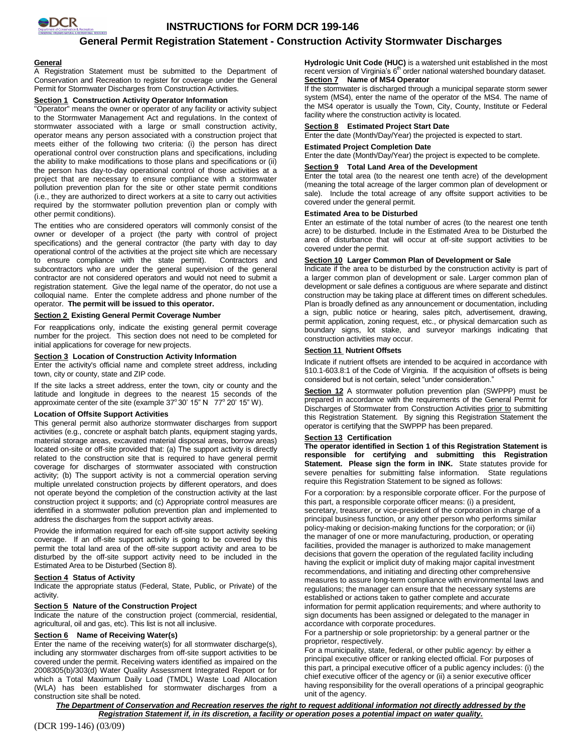# INSTRUCTIONS for FORM DCR 199-146

## General Permit Registration Statement - Construction Activity Stormwater Discharges

**General**

A Registration Statement must be submitted to the Department of Conservation and Recreation to register for coverage under the General Permit for Stormwater Discharges from Construction Activities.

**Section 1 Construction Activity Operator Information**

"Operator" means the owner or operator of any facility or activity subject to the Stormwater Management Act and regulations. In the context of stormwater associated with a large or small construction activity, operator means any person associated with a construction project that meets either of the following two criteria: (i) the person has direct operational control over construction plans and specifications, including the ability to make modifications to those plans and specifications or (ii) the person has day-to-day operational control of those activities at a project that are necessary to ensure compliance with a stormwater pollution prevention plan for the site or other state permit conditions (i.e., they are authorized to direct workers at a site to carry out activities required by the stormwater pollution prevention plan or comply with other permit conditions).

The entities who are considered operators will commonly consist of the owner or developer of a project (the party with control of project specifications) and the general contractor (the party with day to day operational control of the activities at the project site which are necessary to ensure compliance with the state permit). Contractors and subcontractors who are under the general supervision of the general contractor are not considered operators and would not need to submit a registration statement. Give the legal name of the operator, do not use a colloquial name. Enter the complete address and phone number of the operator. **The permit will be issued to this operator.**

**Section 2 Existing General Permit Coverage Number**

For reapplications only, indicate the existing general permit coverage number for the project. This section does not need to be completed for initial applications for coverage for new projects.

**Section 3 Location of Construction Activity Information**

Enter the activity's official name and complete street address, including town, city or county, state and ZIP code.

If the site lacks a street address, enter the town, city or county and the latitude and longitude in degrees to the nearest 15 seconds of the approximate center of the site (example 37° 30' 15" N 77° 20' 15" W).

**Location of Offsite Support Activities**

This general permit also authorize stormwater discharges from support activities (e.g., concrete or asphalt batch plants, equipment staging yards, material storage areas, excavated material disposal areas, borrow areas) located on-site or off-site provided that: (a) The support activity is directly related to the construction site that is required to have general permit coverage for discharges of stormwater associated with construction activity; (b) The support activity is not a commercial operation serving multiple unrelated construction projects by different operators, and does not operate beyond the completion of the construction activity at the last construction project it supports; and (c) Appropriate control measures are identified in a stormwater pollution prevention plan and implemented to address the discharges from the support activity areas.

Provide the information required for each off-site support activity seeking coverage. If an off-site support activity is going to be covered by this permit the total land area of the off-site support activity and area to be disturbed by the off-site support activity need to be included in the Estimated Area to be Disturbed (Section 8).

**Section 4 Status of Activity**

Indicate the appropriate status (Federal, State, Public, or Private) of the activity.

**Section 5 Nature of the Construction Project**

Indicate the nature of the construction project (commercial, residential, agricultural, oil and gas, etc). This list is not all inclusive.

**Section 6 Name of Receiving Water(s)**

Enter the name of the receiving water(s) for all stormwater discharge(s), including any stormwater discharges from off-site support activities to be covered under the permit. Receiving waters identified as impaired on the 2008305(b)/303(d) Water Quality Assessment Integrated Report or for which a Total Maximum Daily Load (TMDL) Waste Load Allocation (WLA) has been established for stormwater discharges from a construction site shall be noted.

**Hydrologic Unit Code (HUC)** is a watershed unit established in the most recent version of Virginia's 6th order national watershed boundary dataset.

**Section 7 Name of MS4 Operator**

If the stormwater is discharged through a municipal separate storm sewer system (MS4), enter the name of the operator of the MS4. The name of the MS4 operator is usually the Town, City, County, Institute or Federal facility where the construction activity is located.

**Section 8 Estimated Project Start Date**

Enter the date (Month/Day/Year) the projected is expected to start.

**Estimated Project Completion Date**

Enter the date (Month/Day/Year) the project is expected to be complete.

**Section 9 Total Land Area of the Development**

Enter the total area (to the nearest one tenth acre) of the development (meaning the total acreage of the larger common plan of development or sale). Include the total acreage of any offsite support activities to be covered under the general permit.

**Estimated Area to be Disturbed**

Enter an estimate of the total number of acres (to the nearest one tenth acre) to be disturbed. Include in the Estimated Area to be Disturbed the area of disturbance that will occur at off-site support activities to be covered under the permit.

**Section 10 Larger Common Plan of Development or Sale**

Indicate if the area to be disturbed by the construction activity is part of a larger common plan of development or sale. Larger common plan of development or sale defines a contiguous are where separate and distinct construction may be taking place at different times on different schedules. Plan is broadly defined as any announcement or documentation, including a sign, public notice or hearing, sales pitch, advertisement, drawing, permit application, zoning request, etc., or physical demarcation such as boundary signs, lot stake, and surveyor markings indicating that construction activities may occur.

**Section 11 Nutrient Offsets**

Indicate if nutrient offsets are intended to be acquired in accordance with §10.1-603.8:1 of the Code of Virginia. If the acquisition of offsets is being considered but is not certain, select "under consideration."

**Section 12** A stormwater pollution prevention plan (SWPPP) must be prepared in accordance with the requirements of the General Permit for Discharges of Stormwater from Construction Activities prior to submitting this Registration Statement. By signing this Registration Statement the operator is certifying that the SWPPP has been prepared.

**Section 13 Certification**

**The operator identified in Section 1 of this Registration Statement is responsible for certifying and submitting this Registration Statement. Please sign the form in INK.** State statutes provide for severe penalties for submitting false information. State regulations require this Registration Statement to be signed as follows:

For a corporation: by a responsible corporate officer. For the purpose of this part, a responsible corporate officer means: (i) a president, secretary, treasurer, or vice-president of the corporation in charge of a principal business function, or any other person who performs similar policy-making or decision-making functions for the corporation; or (ii) the manager of one or more manufacturing, production, or operating facilities, provided the manager is authorized to make management decisions that govern the operation of the regulated facility including having the explicit or implicit duty of making major capital investment recommendations, and initiating and directing other comprehensive measures to assure long-term compliance with environmental laws and regulations; the manager can ensure that the necessary systems are established or actions taken to gather complete and accurate information for permit application requirements; and where authority to sign documents has been assigned or delegated to the manager in accordance with corporate procedures.

For a partnership or sole proprietorship: by a general partner or the proprietor, respectively.

For a municipality, state, federal, or other public agency: by either a principal executive officer or ranking elected official. For purposes of this part, a principal executive officer of a public agency includes: (i) the chief executive officer of the agency or (ii) a senior executive officer having responsibility for the overall operations of a principal geographic unit of the agency.

***The Department of Conservation and Recreation reserves the right to request additional information not directly addressed by the Registration Statement if, in its discretion, a facility or operation poses a potential impact on water quality.***

(DCR 199-146) (03/09)